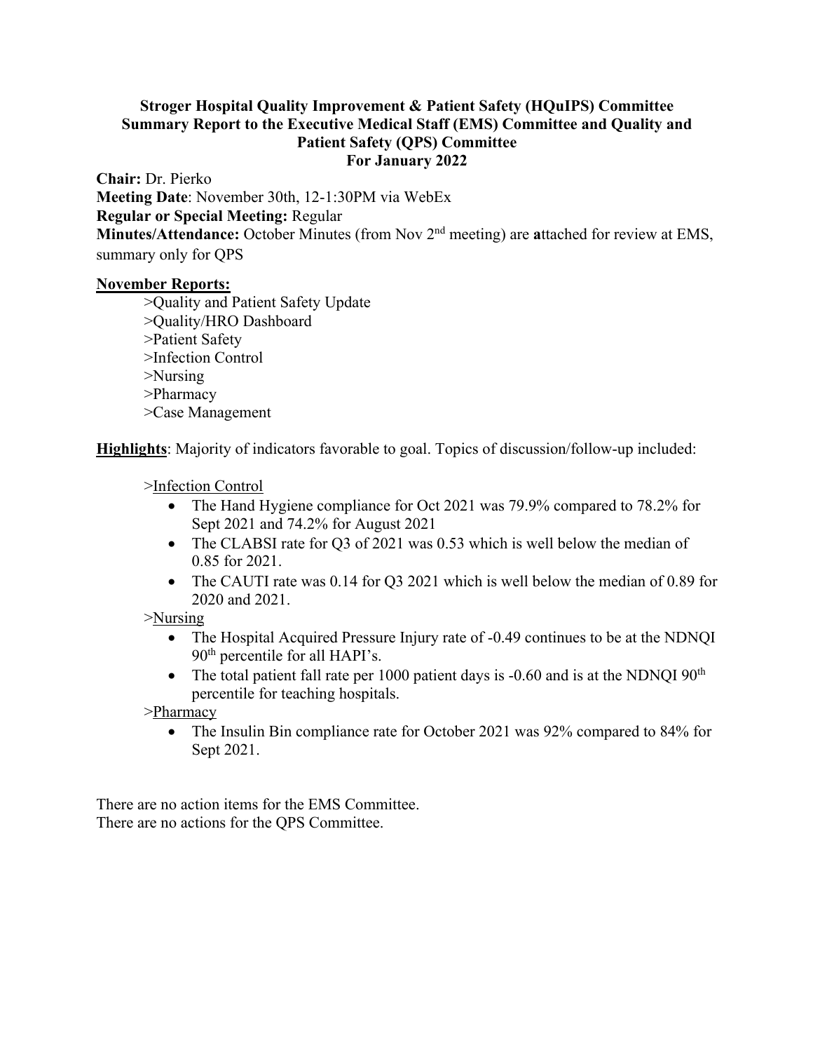**Stroger Hospital Quality Improvement & Patient Safety (HQuIPS) Committee**
**Summary Report to the Executive Medical Staff (EMS) Committee and Quality and Patient Safety (QPS) Committee**
**For January 2022**

**Chair:** Dr. Pierko
**Meeting Date**: November 30th, 12-1:30PM via WebEx
**Regular or Special Meeting:** Regular
**Minutes/Attendance:** October Minutes (from Nov 2nd meeting) are **a**ttached for review at EMS, summary only for QPS

**November Reports:**

>Quality and Patient Safety Update
>Quality/HRO Dashboard
>Patient Safety
>Infection Control
>Nursing
>Pharmacy
>Case Management

**Highlights**: Majority of indicators favorable to goal. Topics of discussion/follow-up included:

>Infection Control

- The Hand Hygiene compliance for Oct 2021 was 79.9% compared to 78.2% for Sept 2021 and 74.2% for August 2021
- The CLABSI rate for Q3 of 2021 was 0.53 which is well below the median of 0.85 for 2021.
- The CAUTI rate was 0.14 for Q3 2021 which is well below the median of 0.89 for 2020 and 2021.

>Nursing

- The Hospital Acquired Pressure Injury rate of -0.49 continues to be at the NDNQI 90th percentile for all HAPI's.
- The total patient fall rate per 1000 patient days is -0.60 and is at the NDNQI 90th percentile for teaching hospitals.

>Pharmacy

- The Insulin Bin compliance rate for October 2021 was 92% compared to 84% for Sept 2021.

There are no action items for the EMS Committee.
There are no actions for the QPS Committee.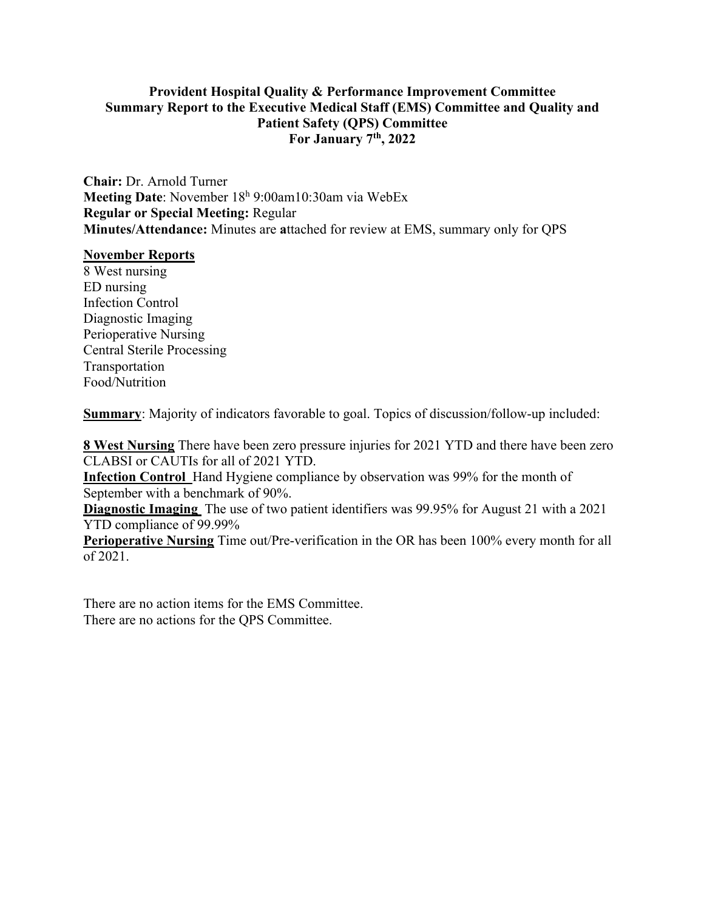**Provident Hospital Quality & Performance Improvement Committee**
**Summary Report to the Executive Medical Staff (EMS) Committee and Quality and Patient Safety (QPS) Committee**
**For January 7th, 2022**

**Chair:** Dr. Arnold Turner
**Meeting Date**: November 18h 9:00am10:30am via WebEx
**Regular or Special Meeting:** Regular
**Minutes/Attendance:** Minutes are **a**ttached for review at EMS, summary only for QPS

**November Reports**

8 West nursing
ED nursing
Infection Control
Diagnostic Imaging
Perioperative Nursing
Central Sterile Processing
Transportation
Food/Nutrition

**Summary**: Majority of indicators favorable to goal. Topics of discussion/follow-up included:

**8 West Nursing** There have been zero pressure injuries for 2021 YTD and there have been zero CLABSI or CAUTIs for all of 2021 YTD.
**Infection Control** Hand Hygiene compliance by observation was 99% for the month of September with a benchmark of 90%.
**Diagnostic Imaging** The use of two patient identifiers was 99.95% for August 21 with a 2021 YTD compliance of 99.99%
**Perioperative Nursing** Time out/Pre-verification in the OR has been 100% every month for all of 2021.

There are no action items for the EMS Committee.
There are no actions for the QPS Committee.